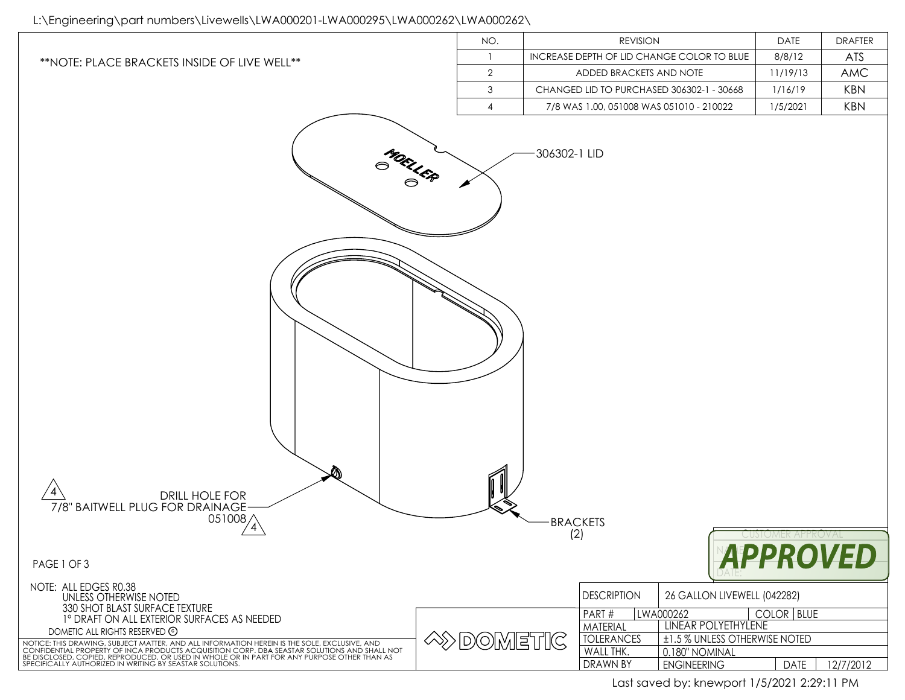L:\Engineering\part numbers\Livewells\LWA000201-LWA000295\LWA000262\LWA000262\

**NOTE: PLACE BRACKETS INSIDE OF LIVE WELL**

| NO. | REVISION | DATE | DRAFTER |
|---|---|---|---|
| 1 | INCREASE DEPTH OF LID CHANGE COLOR TO BLUE | 8/8/12 | ATS |
| 2 | ADDED BRACKETS AND NOTE | 11/19/13 | AMC |
| 3 | CHANGED LID TO PURCHASED 306302-1 - 30668 | 1/16/19 | KBN |
| 4 | 7/8 WAS 1.00, 051008 WAS 051010 - 210022 | 1/5/2021 | KBN |

306302-1 LID

MOELLER

4 DRILL HOLE FOR 7/8" BAITWELL PLUG FOR DRAINAGE 051008 4

BRACKETS (2)

CUSTOMER APPROVAL

NAME:

DATE:

APPROVED

NOTE: ALL EDGES R0.38
UNLESS OTHERWISE NOTED
330 SHOT BLAST SURFACE TEXTURE
1° DRAFT ON ALL EXTERIOR SURFACES AS NEEDED

DOMETIC ALL RIGHTS RESERVED ©

NOTICE: THIS DRAWING, SUBJECT MATTER, AND ALL INFORMATION HEREIN IS THE SOLE, EXCLUSIVE, AND CONFIDENTIAL PROPERTY OF INCA PRODUCTS ACQUISITION CORP. DBA SEASTAR SOLUTIONS AND SHALL NOT BE DISCLOSED, COPIED, REPRODUCED, OR USED IN WHOLE OR IN PART FOR ANY PURPOSE OTHER THAN AS SPECIFICALLY AUTHORIZED IN WRITING BY SEASTAR SOLUTIONS.

DOMETIC

| DESCRIPTION | 26 GALLON LIVEWELL (042282) | | |
|---|---|---|---|
| PART # | LWA000262 | COLOR | BLUE |
| MATERIAL | LINEAR POLYETHYLENE | | |
| TOLERANCES | ±1.5 % UNLESS OTHERWISE NOTED | | |
| WALL THK. | 0.180" NOMINAL | | |
| DRAWN BY | ENGINEERING | DATE | 12/7/2012 |

Last saved by: knewport 1/5/2021 2:29:11 PM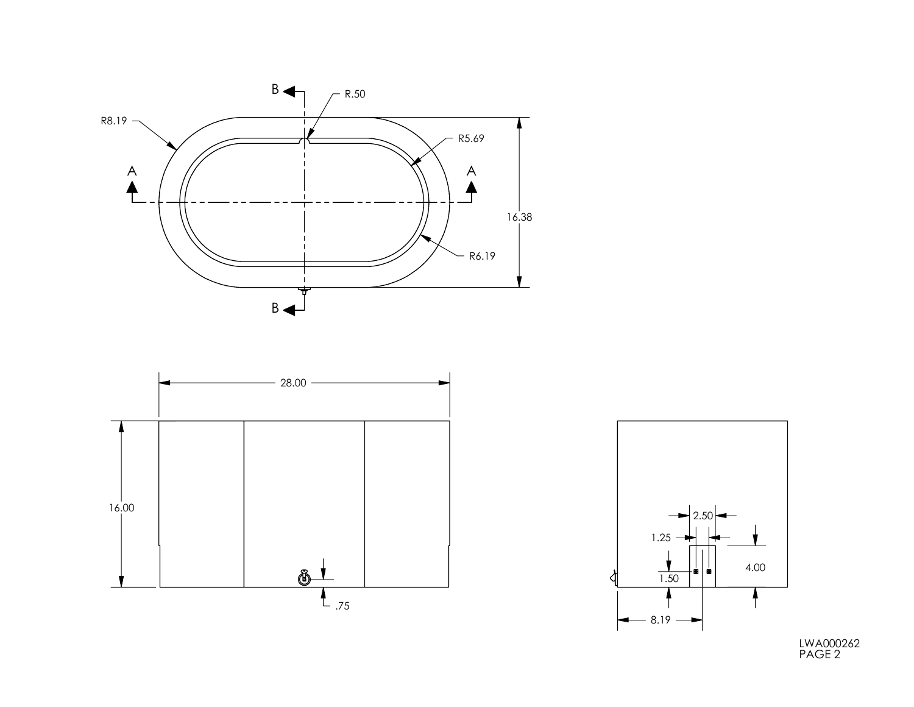B

R.50

R8.19

R5.69

A A

16.38

R6.19

B

28.00

16.00

.75

2.50

1.25

4.00

1.50

8.19

LWA000262
PAGE 2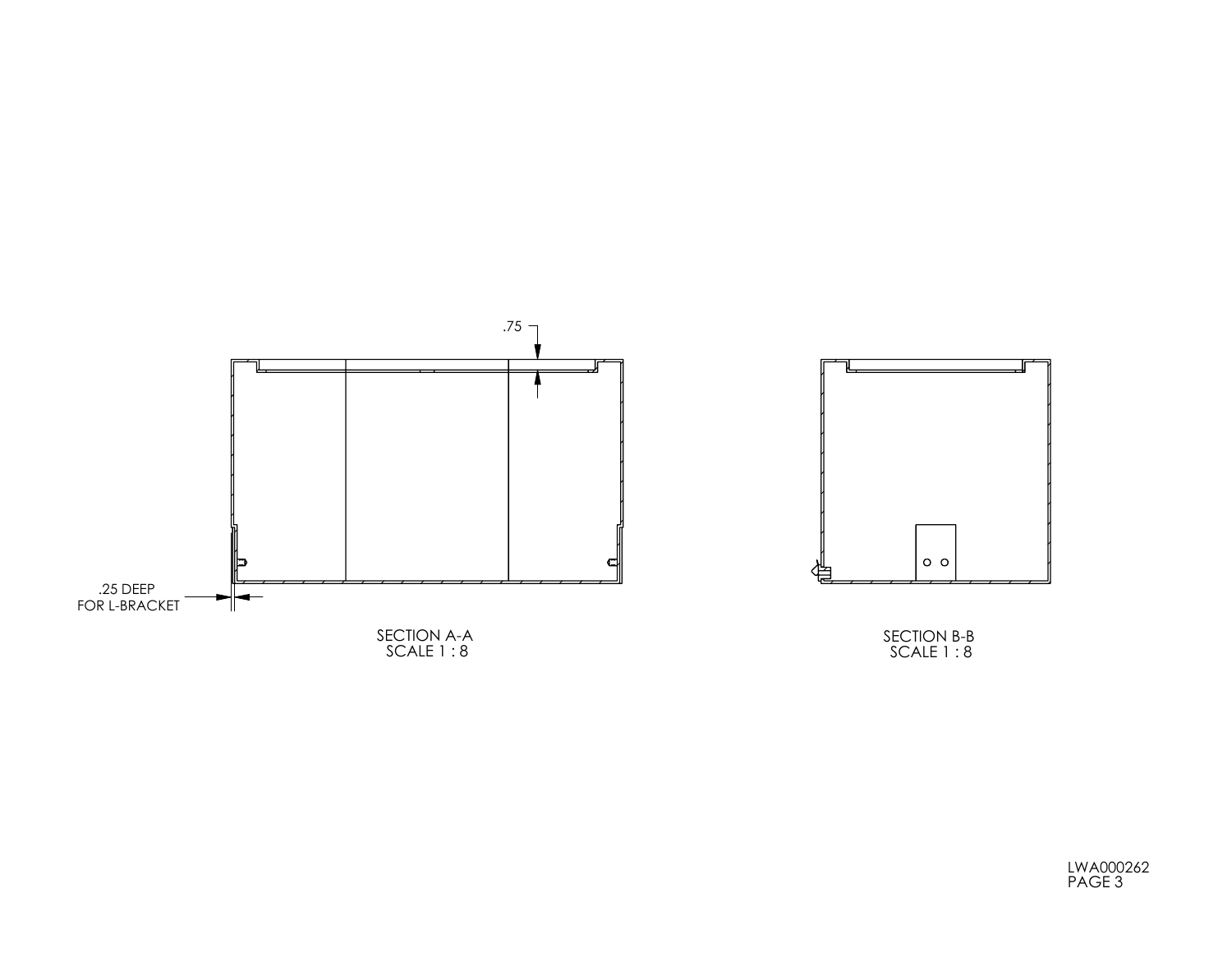.75

.25 DEEP
FOR L-BRACKET

SECTION A-A
SCALE 1 : 8

SECTION B-B
SCALE 1 : 8

LWA000262
PAGE 3